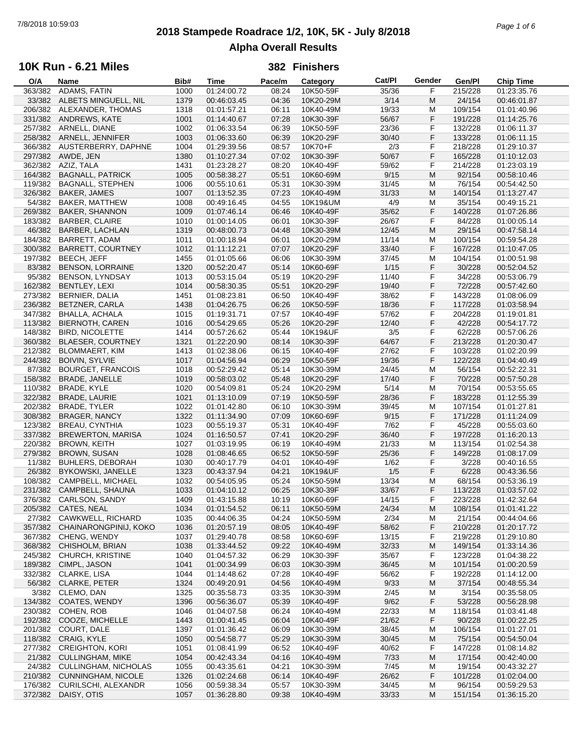# 2018 Stampede Roadrace 1/2, 10K, 5K - July 8/2018

## Alpha Overall Results

### 10K Run - 6.21 Miles — 382 Finishers

| O/A | Name | Bib# | Time | Pace/m | Category | Cat/Pl | Gender | Gen/Pl | Chip Time |
|---|---|---|---|---|---|---|---|---|---|
| 363/382 | ADAMS, FATIN | 1000 | 01:24:00.72 | 08:24 | 10K50-59F | 35/36 | F | 215/228 | 01:23:35.76 |
| 33/382 | ALBETS MINGUELL, NIL | 1379 | 00:46:03.45 | 04:36 | 10K20-29M | 3/14 | M | 24/154 | 00:46:01.87 |
| 206/382 | ALEXANDER, THOMAS | 1318 | 01:01:57.21 | 06:11 | 10K40-49M | 19/33 | M | 109/154 | 01:01:40.96 |
| 331/382 | ANDREWS, KATE | 1001 | 01:14:40.67 | 07:28 | 10K30-39F | 56/67 | F | 191/228 | 01:14:25.76 |
| 257/382 | ARNELL, DIANE | 1002 | 01:06:33.54 | 06:39 | 10K50-59F | 23/36 | F | 132/228 | 01:06:11.37 |
| 258/382 | ARNELL, JENNIFER | 1003 | 01:06:33.60 | 06:39 | 10K20-29F | 30/40 | F | 133/228 | 01:06:11.15 |
| 366/382 | AUSTERBERRY, DAPHNE | 1004 | 01:29:39.56 | 08:57 | 10K70+F | 2/3 | F | 218/228 | 01:29:10.37 |
| 297/382 | AWDE, JEN | 1380 | 01:10:27.34 | 07:02 | 10K30-39F | 50/67 | F | 165/228 | 01:10:12.03 |
| 362/382 | AZIZ, TALA | 1431 | 01:23:28.27 | 08:20 | 10K40-49F | 59/62 | F | 214/228 | 01:23:03.19 |
| 164/382 | BAGNALL, PATRICK | 1005 | 00:58:38.27 | 05:51 | 10K60-69M | 9/15 | M | 92/154 | 00:58:10.46 |
| 119/382 | BAGNALL, STEPHEN | 1006 | 00:55:10.61 | 05:31 | 10K30-39M | 31/45 | M | 76/154 | 00:54:42.50 |
| 326/382 | BAKER, JAMES | 1007 | 01:13:52.35 | 07:23 | 10K40-49M | 31/33 | M | 140/154 | 01:13:27.47 |
| 54/382 | BAKER, MATTHEW | 1008 | 00:49:16.45 | 04:55 | 10K19&UM | 4/9 | M | 35/154 | 00:49:15.21 |
| 269/382 | BAKER, SHANNON | 1009 | 01:07:46.14 | 06:46 | 10K40-49F | 35/62 | F | 140/228 | 01:07:26.86 |
| 183/382 | BARBER, CLAIRE | 1010 | 01:00:14.05 | 06:01 | 10K30-39F | 26/67 | F | 84/228 | 01:00:05.14 |
| 46/382 | BARBER, LACHLAN | 1319 | 00:48:00.73 | 04:48 | 10K30-39M | 12/45 | M | 29/154 | 00:47:58.14 |
| 184/382 | BARRETT, ADAM | 1011 | 01:00:18.94 | 06:01 | 10K20-29M | 11/14 | M | 100/154 | 00:59:54.28 |
| 300/382 | BARRETT, COURTNEY | 1012 | 01:11:12.21 | 07:07 | 10K20-29F | 33/40 | F | 167/228 | 01:10:47.05 |
| 197/382 | BEECH, JEFF | 1455 | 01:01:05.66 | 06:06 | 10K30-39M | 37/45 | M | 104/154 | 01:00:51.98 |
| 83/382 | BENSON, LORRAINE | 1320 | 00:52:20.47 | 05:14 | 10K60-69F | 1/15 | F | 30/228 | 00:52:04.52 |
| 95/382 | BENSON, LYNDSAY | 1013 | 00:53:15.04 | 05:19 | 10K20-29F | 11/40 | F | 34/228 | 00:53:06.79 |
| 162/382 | BENTLEY, LEXI | 1014 | 00:58:30.35 | 05:51 | 10K20-29F | 19/40 | F | 72/228 | 00:57:42.60 |
| 273/382 | BERNIER, DALIA | 1451 | 01:08:23.81 | 06:50 | 10K40-49F | 38/62 | F | 143/228 | 01:08:06.09 |
| 236/382 | BETZNER, CARLA | 1438 | 01:04:26.75 | 06:26 | 10K50-59F | 18/36 | F | 117/228 | 01:03:58.94 |
| 347/382 | BHALLA, ACHALA | 1015 | 01:19:31.71 | 07:57 | 10K40-49F | 57/62 | F | 204/228 | 01:19:01.81 |
| 113/382 | BIERNOTH, CAREN | 1016 | 00:54:29.65 | 05:26 | 10K20-29F | 12/40 | F | 42/228 | 00:54:17.72 |
| 148/382 | BIRD, NICOLETTE | 1414 | 00:57:26.62 | 05:44 | 10K19&UF | 3/5 | F | 62/228 | 00:57:06.26 |
| 360/382 | BLAESER, COURTNEY | 1321 | 01:22:20.90 | 08:14 | 10K30-39F | 64/67 | F | 213/228 | 01:20:30.47 |
| 212/382 | BLOMMAERT, KIM | 1413 | 01:02:38.06 | 06:15 | 10K40-49F | 27/62 | F | 103/228 | 01:02:20.99 |
| 244/382 | BOIVIN, SYLVIE | 1017 | 01:04:56.94 | 06:29 | 10K50-59F | 19/36 | F | 122/228 | 01:04:40.49 |
| 87/382 | BOURGET, FRANCOIS | 1018 | 00:52:29.42 | 05:14 | 10K30-39M | 24/45 | M | 56/154 | 00:52:22.31 |
| 158/382 | BRADE, JANELLE | 1019 | 00:58:03.02 | 05:48 | 10K20-29F | 17/40 | F | 70/228 | 00:57:50.28 |
| 110/382 | BRADE, KYLE | 1020 | 00:54:09.81 | 05:24 | 10K20-29M | 5/14 | M | 70/154 | 00:53:55.65 |
| 322/382 | BRADE, LAURIE | 1021 | 01:13:10.09 | 07:19 | 10K50-59F | 28/36 | F | 183/228 | 01:12:55.39 |
| 202/382 | BRADE, TYLER | 1022 | 01:01:42.80 | 06:10 | 10K30-39M | 39/45 | M | 107/154 | 01:01:27.81 |
| 308/382 | BRAGER, NANCY | 1322 | 01:11:34.90 | 07:09 | 10K60-69F | 9/15 | F | 171/228 | 01:11:24.09 |
| 123/382 | BREAU, CYNTHIA | 1023 | 00:55:19.37 | 05:31 | 10K40-49F | 7/62 | F | 45/228 | 00:55:03.60 |
| 337/382 | BREWERTON, MARISA | 1024 | 01:16:50.57 | 07:41 | 10K20-29F | 36/40 | F | 197/228 | 01:16:20.13 |
| 220/382 | BROWN, KEITH | 1027 | 01:03:19.95 | 06:19 | 10K40-49M | 21/33 | M | 113/154 | 01:02:54.38 |
| 279/382 | BROWN, SUSAN | 1028 | 01:08:46.65 | 06:52 | 10K50-59F | 25/36 | F | 149/228 | 01:08:17.09 |
| 11/382 | BUHLERS, DEBORAH | 1030 | 00:40:17.79 | 04:01 | 10K40-49F | 1/62 | F | 3/228 | 00:40:16.55 |
| 26/382 | BYKOWSKI, JANELLE | 1323 | 00:43:37.94 | 04:21 | 10K19&UF | 1/5 | F | 6/228 | 00:43:36.56 |
| 108/382 | CAMPBELL, MICHAEL | 1032 | 00:54:05.95 | 05:24 | 10K50-59M | 13/34 | M | 68/154 | 00:53:36.19 |
| 231/382 | CAMPBELL, SHAUNA | 1033 | 01:04:10.12 | 06:25 | 10K30-39F | 33/67 | F | 113/228 | 01:03:57.02 |
| 376/382 | CARLSON, SANDY | 1409 | 01:43:15.88 | 10:19 | 10K60-69F | 14/15 | F | 223/228 | 01:42:32.64 |
| 205/382 | CATES, NEAL | 1034 | 01:01:54.52 | 06:11 | 10K50-59M | 24/34 | M | 108/154 | 01:01:41.22 |
| 27/382 | CAWKWELL, RICHARD | 1035 | 00:44:06.35 | 04:24 | 10K50-59M | 2/34 | M | 21/154 | 00:44:04.66 |
| 357/382 | CHAINARONGPINIJ, KOKO | 1036 | 01:20:57.19 | 08:05 | 10K40-49F | 58/62 | F | 210/228 | 01:20:17.72 |
| 367/382 | CHENG, WENDY | 1037 | 01:29:40.78 | 08:58 | 10K60-69F | 13/15 | F | 219/228 | 01:29:10.80 |
| 368/382 | CHISHOLM, BRIAN | 1038 | 01:33:44.52 | 09:22 | 10K40-49M | 32/33 | M | 149/154 | 01:33:14.36 |
| 245/382 | CHURCH, KRISTINE | 1040 | 01:04:57.32 | 06:29 | 10K30-39F | 35/67 | F | 123/228 | 01:04:38.22 |
| 189/382 | CIMPL, JASON | 1041 | 01:00:34.99 | 06:03 | 10K30-39M | 36/45 | M | 101/154 | 01:00:20.59 |
| 332/382 | CLARKE, LISA | 1044 | 01:14:48.62 | 07:28 | 10K40-49F | 56/62 | F | 192/228 | 01:14:12.00 |
| 56/382 | CLARKE, PETER | 1324 | 00:49:20.91 | 04:56 | 10K40-49M | 9/33 | M | 37/154 | 00:48:55.34 |
| 3/382 | CLEMO, DAN | 1325 | 00:35:58.73 | 03:35 | 10K30-39M | 2/45 | M | 3/154 | 00:35:58.05 |
| 134/382 | COATES, WENDY | 1396 | 00:56:36.07 | 05:39 | 10K40-49F | 9/62 | F | 53/228 | 00:56:28.98 |
| 230/382 | COHEN, ROB | 1046 | 01:04:07.58 | 06:24 | 10K40-49M | 22/33 | M | 118/154 | 01:03:41.48 |
| 192/382 | COOZE, MICHELLE | 1443 | 01:00:41.45 | 06:04 | 10K40-49F | 21/62 | F | 90/228 | 01:00:22.25 |
| 201/382 | COURT, DALE | 1397 | 01:01:36.42 | 06:09 | 10K30-39M | 38/45 | M | 106/154 | 01:01:27.01 |
| 118/382 | CRAIG, KYLE | 1050 | 00:54:58.77 | 05:29 | 10K30-39M | 30/45 | M | 75/154 | 00:54:50.04 |
| 277/382 | CREIGHTON, KORI | 1051 | 01:08:41.99 | 06:52 | 10K40-49F | 40/62 | F | 147/228 | 01:08:14.82 |
| 21/382 | CULLINGHAM, MIKE | 1054 | 00:42:43.34 | 04:16 | 10K40-49M | 7/33 | M | 17/154 | 00:42:40.00 |
| 24/382 | CULLINGHAM, NICHOLAS | 1055 | 00:43:35.61 | 04:21 | 10K30-39M | 7/45 | M | 19/154 | 00:43:32.27 |
| 210/382 | CUNNINGHAM, NICOLE | 1326 | 01:02:24.68 | 06:14 | 10K40-49F | 26/62 | F | 101/228 | 01:02:04.00 |
| 176/382 | CURILSCHI, ALEXANDR | 1056 | 00:59:38.34 | 05:57 | 10K30-39M | 34/45 | M | 96/154 | 00:59:29.53 |
| 372/382 | DAISY, OTIS | 1057 | 01:36:28.80 | 09:38 | 10K40-49M | 33/33 | M | 151/154 | 01:36:15.20 |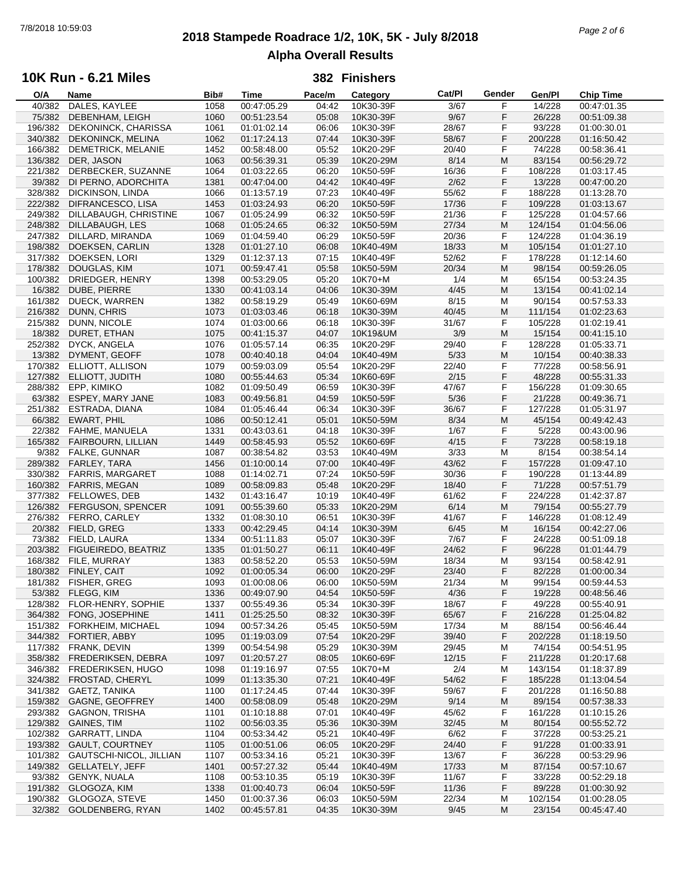# 2018 Stampede Roadrace 1/2, 10K, 5K - July 8/2018

## Alpha Overall Results

### 10K Run - 6.21 Miles — 382 Finishers

| O/A | Name | Bib# | Time | Pace/m | Category | Cat/Pl | Gender | Gen/Pl | Chip Time |
|---|---|---|---|---|---|---|---|---|---|
| 40/382 | DALES, KAYLEE | 1058 | 00:47:05.29 | 04:42 | 10K30-39F | 3/67 | F | 14/228 | 00:47:01.35 |
| 75/382 | DEBENHAM, LEIGH | 1060 | 00:51:23.54 | 05:08 | 10K30-39F | 9/67 | F | 26/228 | 00:51:09.38 |
| 196/382 | DEKONINCK, CHARISSA | 1061 | 01:01:02.14 | 06:06 | 10K30-39F | 28/67 | F | 93/228 | 01:00:30.01 |
| 340/382 | DEKONINCK, MELINA | 1062 | 01:17:24.13 | 07:44 | 10K30-39F | 58/67 | F | 200/228 | 01:16:50.42 |
| 166/382 | DEMETRICK, MELANIE | 1452 | 00:58:48.00 | 05:52 | 10K20-29F | 20/40 | F | 74/228 | 00:58:36.41 |
| 136/382 | DER, JASON | 1063 | 00:56:39.31 | 05:39 | 10K20-29M | 8/14 | M | 83/154 | 00:56:29.72 |
| 221/382 | DERBECKER, SUZANNE | 1064 | 01:03:22.65 | 06:20 | 10K50-59F | 16/36 | F | 108/228 | 01:03:17.45 |
| 39/382 | DI PERNO, ADORCHITA | 1381 | 00:47:04.00 | 04:42 | 10K40-49F | 2/62 | F | 13/228 | 00:47:00.20 |
| 328/382 | DICKINSON, LINDA | 1066 | 01:13:57.19 | 07:23 | 10K40-49F | 55/62 | F | 188/228 | 01:13:28.70 |
| 222/382 | DIFRANCESCO, LISA | 1453 | 01:03:24.93 | 06:20 | 10K50-59F | 17/36 | F | 109/228 | 01:03:13.67 |
| 249/382 | DILLABAUGH, CHRISTINE | 1067 | 01:05:24.99 | 06:32 | 10K50-59F | 21/36 | F | 125/228 | 01:04:57.66 |
| 248/382 | DILLABAUGH, LES | 1068 | 01:05:24.65 | 06:32 | 10K50-59M | 27/34 | M | 124/154 | 01:04:56.06 |
| 247/382 | DILLARD, MIRANDA | 1069 | 01:04:59.40 | 06:29 | 10K50-59F | 20/36 | F | 124/228 | 01:04:36.19 |
| 198/382 | DOEKSEN, CARLIN | 1328 | 01:01:27.10 | 06:08 | 10K40-49M | 18/33 | M | 105/154 | 01:01:27.10 |
| 317/382 | DOEKSEN, LORI | 1329 | 01:12:37.13 | 07:15 | 10K40-49F | 52/62 | F | 178/228 | 01:12:14.60 |
| 178/382 | DOUGLAS, KIM | 1071 | 00:59:47.41 | 05:58 | 10K50-59M | 20/34 | M | 98/154 | 00:59:26.05 |
| 100/382 | DRIEDGER, HENRY | 1398 | 00:53:29.05 | 05:20 | 10K70+M | 1/4 | M | 65/154 | 00:53:24.35 |
| 16/382 | DUBE, PIERRE | 1330 | 00:41:03.14 | 04:06 | 10K30-39M | 4/45 | M | 13/154 | 00:41:02.14 |
| 161/382 | DUECK, WARREN | 1382 | 00:58:19.29 | 05:49 | 10K60-69M | 8/15 | M | 90/154 | 00:57:53.33 |
| 216/382 | DUNN, CHRIS | 1073 | 01:03:03.46 | 06:18 | 10K30-39M | 40/45 | M | 111/154 | 01:02:23.63 |
| 215/382 | DUNN, NICOLE | 1074 | 01:03:00.66 | 06:18 | 10K30-39F | 31/67 | F | 105/228 | 01:02:19.41 |
| 18/382 | DURET, ETHAN | 1075 | 00:41:15.37 | 04:07 | 10K19&UM | 3/9 | M | 15/154 | 00:41:15.10 |
| 252/382 | DYCK, ANGELA | 1076 | 01:05:57.14 | 06:35 | 10K20-29F | 29/40 | F | 128/228 | 01:05:33.71 |
| 13/382 | DYMENT, GEOFF | 1078 | 00:40:40.18 | 04:04 | 10K40-49M | 5/33 | M | 10/154 | 00:40:38.33 |
| 170/382 | ELLIOTT, ALLISON | 1079 | 00:59:03.09 | 05:54 | 10K20-29F | 22/40 | F | 77/228 | 00:58:56.91 |
| 127/382 | ELLIOTT, JUDITH | 1080 | 00:55:44.63 | 05:34 | 10K60-69F | 2/15 | F | 48/228 | 00:55:31.33 |
| 288/382 | EPP, KIMIKO | 1082 | 01:09:50.49 | 06:59 | 10K30-39F | 47/67 | F | 156/228 | 01:09:30.65 |
| 63/382 | ESPEY, MARY JANE | 1083 | 00:49:56.81 | 04:59 | 10K50-59F | 5/36 | F | 21/228 | 00:49:36.71 |
| 251/382 | ESTRADA, DIANA | 1084 | 01:05:46.44 | 06:34 | 10K30-39F | 36/67 | F | 127/228 | 01:05:31.97 |
| 66/382 | EWART, PHIL | 1086 | 00:50:12.41 | 05:01 | 10K50-59M | 8/34 | M | 45/154 | 00:49:42.43 |
| 22/382 | FAHME, MANUELA | 1331 | 00:43:03.61 | 04:18 | 10K30-39F | 1/67 | F | 5/228 | 00:43:00.96 |
| 165/382 | FAIRBOURN, LILLIAN | 1449 | 00:58:45.93 | 05:52 | 10K60-69F | 4/15 | F | 73/228 | 00:58:19.18 |
| 9/382 | FALKE, GUNNAR | 1087 | 00:38:54.82 | 03:53 | 10K40-49M | 3/33 | M | 8/154 | 00:38:54.14 |
| 289/382 | FARLEY, TARA | 1456 | 01:10:00.14 | 07:00 | 10K40-49F | 43/62 | F | 157/228 | 01:09:47.10 |
| 330/382 | FARRIS, MARGARET | 1088 | 01:14:02.71 | 07:24 | 10K50-59F | 30/36 | F | 190/228 | 01:13:44.89 |
| 160/382 | FARRIS, MEGAN | 1089 | 00:58:09.83 | 05:48 | 10K20-29F | 18/40 | F | 71/228 | 00:57:51.79 |
| 377/382 | FELLOWES, DEB | 1432 | 01:43:16.47 | 10:19 | 10K40-49F | 61/62 | F | 224/228 | 01:42:37.87 |
| 126/382 | FERGUSON, SPENCER | 1091 | 00:55:39.60 | 05:33 | 10K20-29M | 6/14 | M | 79/154 | 00:55:27.79 |
| 276/382 | FERRO, CARLEY | 1332 | 01:08:30.10 | 06:51 | 10K30-39F | 41/67 | F | 146/228 | 01:08:12.49 |
| 20/382 | FIELD, GREG | 1333 | 00:42:29.45 | 04:14 | 10K30-39M | 6/45 | M | 16/154 | 00:42:27.06 |
| 73/382 | FIELD, LAURA | 1334 | 00:51:11.83 | 05:07 | 10K30-39F | 7/67 | F | 24/228 | 00:51:09.18 |
| 203/382 | FIGUEIREDO, BEATRIZ | 1335 | 01:01:50.27 | 06:11 | 10K40-49F | 24/62 | F | 96/228 | 01:01:44.79 |
| 168/382 | FILE, MURRAY | 1383 | 00:58:52.20 | 05:53 | 10K50-59M | 18/34 | M | 93/154 | 00:58:42.91 |
| 180/382 | FINLEY, CAIT | 1092 | 01:00:05.34 | 06:00 | 10K20-29F | 23/40 | F | 82/228 | 01:00:00.34 |
| 181/382 | FISHER, GREG | 1093 | 01:00:08.06 | 06:00 | 10K50-59M | 21/34 | M | 99/154 | 00:59:44.53 |
| 53/382 | FLEGG, KIM | 1336 | 00:49:07.90 | 04:54 | 10K50-59F | 4/36 | F | 19/228 | 00:48:56.46 |
| 128/382 | FLOR-HENRY, SOPHIE | 1337 | 00:55:49.36 | 05:34 | 10K30-39F | 18/67 | F | 49/228 | 00:55:40.91 |
| 364/382 | FONG, JOSEPHINE | 1411 | 01:25:25.50 | 08:32 | 10K30-39F | 65/67 | F | 216/228 | 01:25:04.82 |
| 151/382 | FORKHEIM, MICHAEL | 1094 | 00:57:34.26 | 05:45 | 10K50-59M | 17/34 | M | 88/154 | 00:56:46.44 |
| 344/382 | FORTIER, ABBY | 1095 | 01:19:03.09 | 07:54 | 10K20-29F | 39/40 | F | 202/228 | 01:18:19.50 |
| 117/382 | FRANK, DEVIN | 1399 | 00:54:54.98 | 05:29 | 10K30-39M | 29/45 | M | 74/154 | 00:54:51.95 |
| 358/382 | FREDERIKSEN, DEBRA | 1097 | 01:20:57.27 | 08:05 | 10K60-69F | 12/15 | F | 211/228 | 01:20:17.68 |
| 346/382 | FREDERIKSEN, HUGO | 1098 | 01:19:16.97 | 07:55 | 10K70+M | 2/4 | M | 143/154 | 01:18:37.89 |
| 324/382 | FROSTAD, CHERYL | 1099 | 01:13:35.30 | 07:21 | 10K40-49F | 54/62 | F | 185/228 | 01:13:04.54 |
| 341/382 | GAETZ, TANIKA | 1100 | 01:17:24.45 | 07:44 | 10K30-39F | 59/67 | F | 201/228 | 01:16:50.88 |
| 159/382 | GAGNE, GEOFFREY | 1400 | 00:58:08.09 | 05:48 | 10K20-29M | 9/14 | M | 89/154 | 00:57:38.33 |
| 293/382 | GAGNON, TRISHA | 1101 | 01:10:18.88 | 07:01 | 10K40-49F | 45/62 | F | 161/228 | 01:10:15.26 |
| 129/382 | GAINES, TIM | 1102 | 00:56:03.35 | 05:36 | 10K30-39M | 32/45 | M | 80/154 | 00:55:52.72 |
| 102/382 | GARRATT, LINDA | 1104 | 00:53:34.42 | 05:21 | 10K40-49F | 6/62 | F | 37/228 | 00:53:25.21 |
| 193/382 | GAULT, COURTNEY | 1105 | 01:00:51.06 | 06:05 | 10K20-29F | 24/40 | F | 91/228 | 01:00:33.91 |
| 101/382 | GAUTSCHI-NICOL, JILLIAN | 1107 | 00:53:34.16 | 05:21 | 10K30-39F | 13/67 | F | 36/228 | 00:53:29.96 |
| 149/382 | GELLATELY, JEFF | 1401 | 00:57:27.32 | 05:44 | 10K40-49M | 17/33 | M | 87/154 | 00:57:10.67 |
| 93/382 | GENYK, NUALA | 1108 | 00:53:10.35 | 05:19 | 10K30-39F | 11/67 | F | 33/228 | 00:52:29.18 |
| 191/382 | GLOGOZA, KIM | 1338 | 01:00:40.73 | 06:04 | 10K50-59F | 11/36 | F | 89/228 | 01:00:30.92 |
| 190/382 | GLOGOZA, STEVE | 1450 | 01:00:37.36 | 06:03 | 10K50-59M | 22/34 | M | 102/154 | 01:00:28.05 |
| 32/382 | GOLDENBERG, RYAN | 1402 | 00:45:57.81 | 04:35 | 10K30-39M | 9/45 | M | 23/154 | 00:45:47.40 |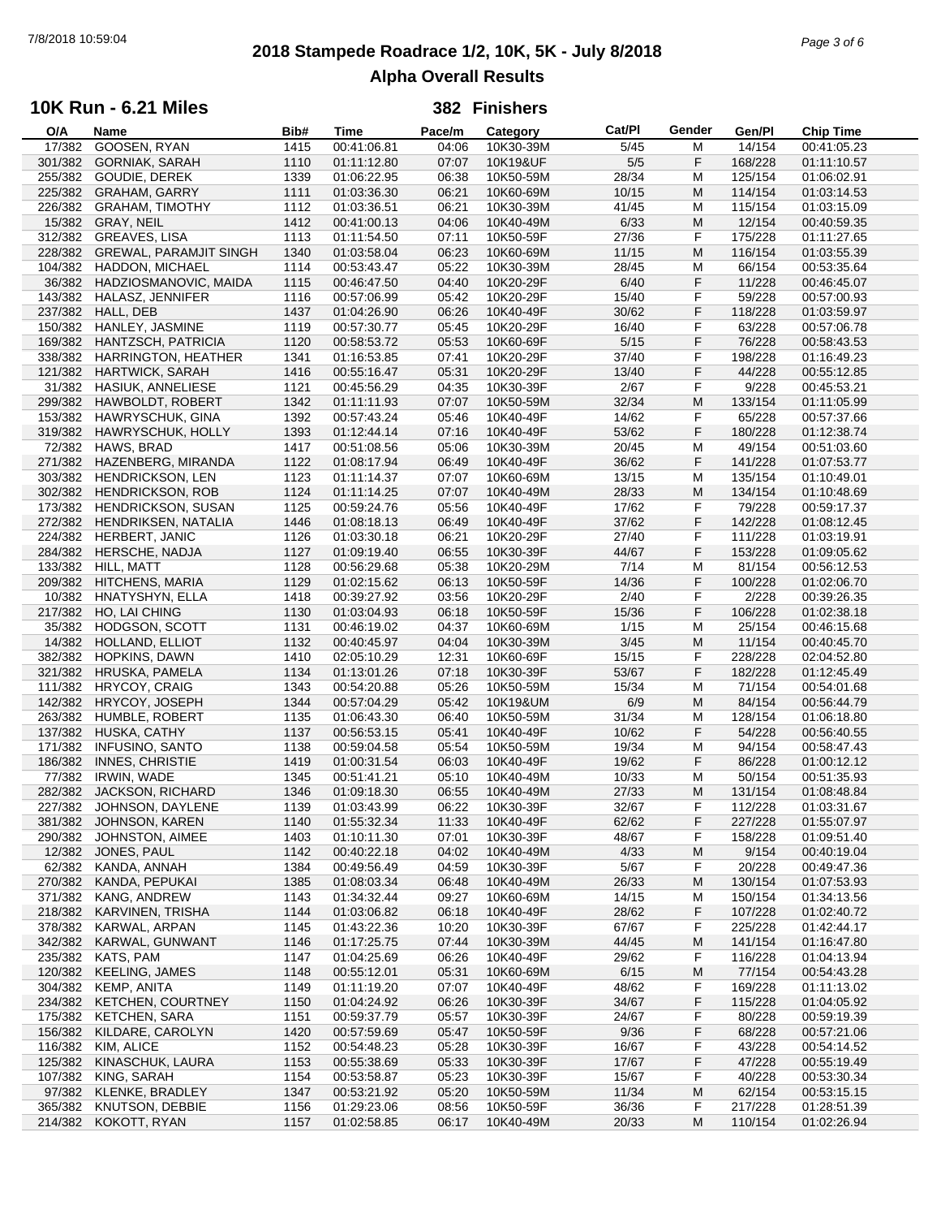# 2018 Stampede Roadrace 1/2, 10K, 5K - July 8/2018

## Alpha Overall Results

### 10K Run - 6.21 Miles

**382 Finishers**

| O/A | Name | Bib# | Time | Pace/m | Category | Cat/Pl | Gender | Gen/Pl | Chip Time |
|---|---|---|---|---|---|---|---|---|---|
| 17/382 | GOOSEN, RYAN | 1415 | 00:41:06.81 | 04:06 | 10K30-39M | 5/45 | M | 14/154 | 00:41:05.23 |
| 301/382 | GORNIAK, SARAH | 1110 | 01:11:12.80 | 07:07 | 10K19&UF | 5/5 | F | 168/228 | 01:11:10.57 |
| 255/382 | GOUDIE, DEREK | 1339 | 01:06:22.95 | 06:38 | 10K50-59M | 28/34 | M | 125/154 | 01:06:02.91 |
| 225/382 | GRAHAM, GARRY | 1111 | 01:03:36.30 | 06:21 | 10K60-69M | 10/15 | M | 114/154 | 01:03:14.53 |
| 226/382 | GRAHAM, TIMOTHY | 1112 | 01:03:36.51 | 06:21 | 10K30-39M | 41/45 | M | 115/154 | 01:03:15.09 |
| 15/382 | GRAY, NEIL | 1412 | 00:41:00.13 | 04:06 | 10K40-49M | 6/33 | M | 12/154 | 00:40:59.35 |
| 312/382 | GREAVES, LISA | 1113 | 01:11:54.50 | 07:11 | 10K50-59F | 27/36 | F | 175/228 | 01:11:27.65 |
| 228/382 | GREWAL, PARAMJIT SINGH | 1340 | 01:03:58.04 | 06:23 | 10K60-69M | 11/15 | M | 116/154 | 01:03:55.39 |
| 104/382 | HADDON, MICHAEL | 1114 | 00:53:43.47 | 05:22 | 10K30-39M | 28/45 | M | 66/154 | 00:53:35.64 |
| 36/382 | HADZIOSMANOVIC, MAIDA | 1115 | 00:46:47.50 | 04:40 | 10K20-29F | 6/40 | F | 11/228 | 00:46:45.07 |
| 143/382 | HALASZ, JENNIFER | 1116 | 00:57:06.99 | 05:42 | 10K20-29F | 15/40 | F | 59/228 | 00:57:00.93 |
| 237/382 | HALL, DEB | 1437 | 01:04:26.90 | 06:26 | 10K40-49F | 30/62 | F | 118/228 | 01:03:59.97 |
| 150/382 | HANLEY, JASMINE | 1119 | 00:57:30.77 | 05:45 | 10K20-29F | 16/40 | F | 63/228 | 00:57:06.78 |
| 169/382 | HANTZSCH, PATRICIA | 1120 | 00:58:53.72 | 05:53 | 10K60-69F | 5/15 | F | 76/228 | 00:58:43.53 |
| 338/382 | HARRINGTON, HEATHER | 1341 | 01:16:53.85 | 07:41 | 10K20-29F | 37/40 | F | 198/228 | 01:16:49.23 |
| 121/382 | HARTWICK, SARAH | 1416 | 00:55:16.47 | 05:31 | 10K20-29F | 13/40 | F | 44/228 | 00:55:12.85 |
| 31/382 | HASIUK, ANNELIESE | 1121 | 00:45:56.29 | 04:35 | 10K30-39F | 2/67 | F | 9/228 | 00:45:53.21 |
| 299/382 | HAWBOLDT, ROBERT | 1342 | 01:11:11.93 | 07:07 | 10K50-59M | 32/34 | M | 133/154 | 01:11:05.99 |
| 153/382 | HAWRYSCHUK, GINA | 1392 | 00:57:43.24 | 05:46 | 10K40-49F | 14/62 | F | 65/228 | 00:57:37.66 |
| 319/382 | HAWRYSCHUK, HOLLY | 1393 | 01:12:44.14 | 07:16 | 10K40-49F | 53/62 | F | 180/228 | 01:12:38.74 |
| 72/382 | HAWS, BRAD | 1417 | 00:51:08.56 | 05:06 | 10K30-39M | 20/45 | M | 49/154 | 00:51:03.60 |
| 271/382 | HAZENBERG, MIRANDA | 1122 | 01:08:17.94 | 06:49 | 10K40-49F | 36/62 | F | 141/228 | 01:07:53.77 |
| 303/382 | HENDRICKSON, LEN | 1123 | 01:11:14.37 | 07:07 | 10K60-69M | 13/15 | M | 135/154 | 01:10:49.01 |
| 302/382 | HENDRICKSON, ROB | 1124 | 01:11:14.25 | 07:07 | 10K40-49M | 28/33 | M | 134/154 | 01:10:48.69 |
| 173/382 | HENDRICKSON, SUSAN | 1125 | 00:59:24.76 | 05:56 | 10K40-49F | 17/62 | F | 79/228 | 00:59:17.37 |
| 272/382 | HENDRIKSEN, NATALIA | 1446 | 01:08:18.13 | 06:49 | 10K40-49F | 37/62 | F | 142/228 | 01:08:12.45 |
| 224/382 | HERBERT, JANIC | 1126 | 01:03:30.18 | 06:21 | 10K20-29F | 27/40 | F | 111/228 | 01:03:19.91 |
| 284/382 | HERSCHE, NADJA | 1127 | 01:09:19.40 | 06:55 | 10K30-39F | 44/67 | F | 153/228 | 01:09:05.62 |
| 133/382 | HILL, MATT | 1128 | 00:56:29.68 | 05:38 | 10K20-29M | 7/14 | M | 81/154 | 00:56:12.53 |
| 209/382 | HITCHENS, MARIA | 1129 | 01:02:15.62 | 06:13 | 10K50-59F | 14/36 | F | 100/228 | 01:02:06.70 |
| 10/382 | HNATYSHYN, ELLA | 1418 | 00:39:27.92 | 03:56 | 10K20-29F | 2/40 | F | 2/228 | 00:39:26.35 |
| 217/382 | HO, LAI CHING | 1130 | 01:03:04.93 | 06:18 | 10K50-59F | 15/36 | F | 106/228 | 01:02:38.18 |
| 35/382 | HODGSON, SCOTT | 1131 | 00:46:19.02 | 04:37 | 10K60-69M | 1/15 | M | 25/154 | 00:46:15.68 |
| 14/382 | HOLLAND, ELLIOT | 1132 | 00:40:45.97 | 04:04 | 10K30-39M | 3/45 | M | 11/154 | 00:40:45.70 |
| 382/382 | HOPKINS, DAWN | 1410 | 02:05:10.29 | 12:31 | 10K60-69F | 15/15 | F | 228/228 | 02:04:52.80 |
| 321/382 | HRUSKA, PAMELA | 1134 | 01:13:01.26 | 07:18 | 10K30-39F | 53/67 | F | 182/228 | 01:12:45.49 |
| 111/382 | HRYCOY, CRAIG | 1343 | 00:54:20.88 | 05:26 | 10K50-59M | 15/34 | M | 71/154 | 00:54:01.68 |
| 142/382 | HRYCOY, JOSEPH | 1344 | 00:57:04.29 | 05:42 | 10K19&UM | 6/9 | M | 84/154 | 00:56:44.79 |
| 263/382 | HUMBLE, ROBERT | 1135 | 01:06:43.30 | 06:40 | 10K50-59M | 31/34 | M | 128/154 | 01:06:18.80 |
| 137/382 | HUSKA, CATHY | 1137 | 00:56:53.15 | 05:41 | 10K40-49F | 10/62 | F | 54/228 | 00:56:40.55 |
| 171/382 | INFUSINO, SANTO | 1138 | 00:59:04.58 | 05:54 | 10K50-59M | 19/34 | M | 94/154 | 00:58:47.43 |
| 186/382 | INNES, CHRISTIE | 1419 | 01:00:31.54 | 06:03 | 10K40-49F | 19/62 | F | 86/228 | 01:00:12.12 |
| 77/382 | IRWIN, WADE | 1345 | 00:51:41.21 | 05:10 | 10K40-49M | 10/33 | M | 50/154 | 00:51:35.93 |
| 282/382 | JACKSON, RICHARD | 1346 | 01:09:18.30 | 06:55 | 10K40-49M | 27/33 | M | 131/154 | 01:08:48.84 |
| 227/382 | JOHNSON, DAYLENE | 1139 | 01:03:43.99 | 06:22 | 10K30-39F | 32/67 | F | 112/228 | 01:03:31.67 |
| 381/382 | JOHNSON, KAREN | 1140 | 01:55:32.34 | 11:33 | 10K40-49F | 62/62 | F | 227/228 | 01:55:07.97 |
| 290/382 | JOHNSTON, AIMEE | 1403 | 01:10:11.30 | 07:01 | 10K30-39F | 48/67 | F | 158/228 | 01:09:51.40 |
| 12/382 | JONES, PAUL | 1142 | 00:40:22.18 | 04:02 | 10K40-49M | 4/33 | M | 9/154 | 00:40:19.04 |
| 62/382 | KANDA, ANNAH | 1384 | 00:49:56.49 | 04:59 | 10K30-39F | 5/67 | F | 20/228 | 00:49:47.36 |
| 270/382 | KANDA, PEPUKAI | 1385 | 01:08:03.34 | 06:48 | 10K40-49M | 26/33 | M | 130/154 | 01:07:53.93 |
| 371/382 | KANG, ANDREW | 1143 | 01:34:32.44 | 09:27 | 10K60-69M | 14/15 | M | 150/154 | 01:34:13.56 |
| 218/382 | KARVINEN, TRISHA | 1144 | 01:03:06.82 | 06:18 | 10K40-49F | 28/62 | F | 107/228 | 01:02:40.72 |
| 378/382 | KARWAL, ARPAN | 1145 | 01:43:22.36 | 10:20 | 10K30-39F | 67/67 | F | 225/228 | 01:42:44.17 |
| 342/382 | KARWAL, GUNWANT | 1146 | 01:17:25.75 | 07:44 | 10K30-39M | 44/45 | M | 141/154 | 01:16:47.80 |
| 235/382 | KATS, PAM | 1147 | 01:04:25.69 | 06:26 | 10K40-49F | 29/62 | F | 116/228 | 01:04:13.94 |
| 120/382 | KEELING, JAMES | 1148 | 00:55:12.01 | 05:31 | 10K60-69M | 6/15 | M | 77/154 | 00:54:43.28 |
| 304/382 | KEMP, ANITA | 1149 | 01:11:19.20 | 07:07 | 10K40-49F | 48/62 | F | 169/228 | 01:11:13.02 |
| 234/382 | KETCHEN, COURTNEY | 1150 | 01:04:24.92 | 06:26 | 10K30-39F | 34/67 | F | 115/228 | 01:04:05.92 |
| 175/382 | KETCHEN, SARA | 1151 | 00:59:37.79 | 05:57 | 10K30-39F | 24/67 | F | 80/228 | 00:59:19.39 |
| 156/382 | KILDARE, CAROLYN | 1420 | 00:57:59.69 | 05:47 | 10K50-59F | 9/36 | F | 68/228 | 00:57:21.06 |
| 116/382 | KIM, ALICE | 1152 | 00:54:48.23 | 05:28 | 10K30-39F | 16/67 | F | 43/228 | 00:54:14.52 |
| 125/382 | KINASCHUK, LAURA | 1153 | 00:55:38.69 | 05:33 | 10K30-39F | 17/67 | F | 47/228 | 00:55:19.49 |
| 107/382 | KING, SARAH | 1154 | 00:53:58.87 | 05:23 | 10K30-39F | 15/67 | F | 40/228 | 00:53:30.34 |
| 97/382 | KLENKE, BRADLEY | 1347 | 00:53:21.92 | 05:20 | 10K50-59M | 11/34 | M | 62/154 | 00:53:15.15 |
| 365/382 | KNUTSON, DEBBIE | 1156 | 01:29:23.06 | 08:56 | 10K50-59F | 36/36 | F | 217/228 | 01:28:51.39 |
| 214/382 | KOKOTT, RYAN | 1157 | 01:02:58.85 | 06:17 | 10K40-49M | 20/33 | M | 110/154 | 01:02:26.94 |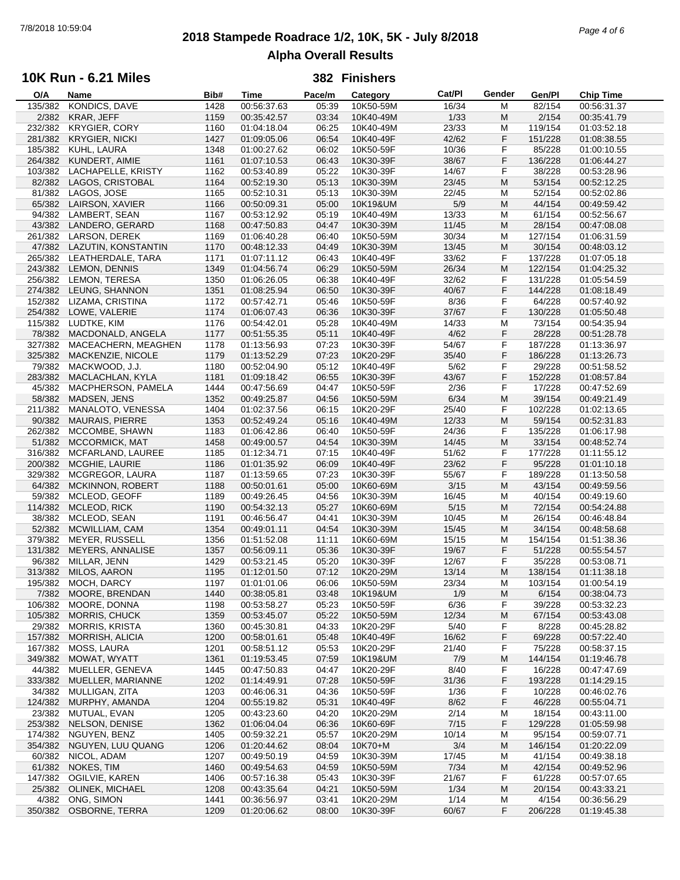# 2018 Stampede Roadrace 1/2, 10K, 5K - July 8/2018

## Alpha Overall Results

### 10K Run - 6.21 Miles

**382 Finishers**

| O/A | Name | Bib# | Time | Pace/m | Category | Cat/Pl | Gender | Gen/Pl | Chip Time |
|---|---|---|---|---|---|---|---|---|---|
| 135/382 | KONDICS, DAVE | 1428 | 00:56:37.63 | 05:39 | 10K50-59M | 16/34 | M | 82/154 | 00:56:31.37 |
| 2/382 | KRAR, JEFF | 1159 | 00:35:42.57 | 03:34 | 10K40-49M | 1/33 | M | 2/154 | 00:35:41.79 |
| 232/382 | KRYGIER, CORY | 1160 | 01:04:18.04 | 06:25 | 10K40-49M | 23/33 | M | 119/154 | 01:03:52.18 |
| 281/382 | KRYGIER, NICKI | 1427 | 01:09:05.06 | 06:54 | 10K40-49F | 42/62 | F | 151/228 | 01:08:38.55 |
| 185/382 | KUHL, LAURA | 1348 | 01:00:27.62 | 06:02 | 10K50-59F | 10/36 | F | 85/228 | 01:00:10.55 |
| 264/382 | KUNDERT, AIMIE | 1161 | 01:07:10.53 | 06:43 | 10K30-39F | 38/67 | F | 136/228 | 01:06:44.27 |
| 103/382 | LACHAPELLE, KRISTY | 1162 | 00:53:40.89 | 05:22 | 10K30-39F | 14/67 | F | 38/228 | 00:53:28.96 |
| 82/382 | LAGOS, CRISTOBAL | 1164 | 00:52:19.30 | 05:13 | 10K30-39M | 23/45 | M | 53/154 | 00:52:12.25 |
| 81/382 | LAGOS, JOSE | 1165 | 00:52:10.31 | 05:13 | 10K30-39M | 22/45 | M | 52/154 | 00:52:02.86 |
| 65/382 | LAIRSON, XAVIER | 1166 | 00:50:09.31 | 05:00 | 10K19&UM | 5/9 | M | 44/154 | 00:49:59.42 |
| 94/382 | LAMBERT, SEAN | 1167 | 00:53:12.92 | 05:19 | 10K40-49M | 13/33 | M | 61/154 | 00:52:56.67 |
| 43/382 | LANDERO, GERARD | 1168 | 00:47:50.83 | 04:47 | 10K30-39M | 11/45 | M | 28/154 | 00:47:08.08 |
| 261/382 | LARSON, DEREK | 1169 | 01:06:40.28 | 06:40 | 10K50-59M | 30/34 | M | 127/154 | 01:06:31.59 |
| 47/382 | LAZUTIN, KONSTANTIN | 1170 | 00:48:12.33 | 04:49 | 10K30-39M | 13/45 | M | 30/154 | 00:48:03.12 |
| 265/382 | LEATHERDALE, TARA | 1171 | 01:07:11.12 | 06:43 | 10K40-49F | 33/62 | F | 137/228 | 01:07:05.18 |
| 243/382 | LEMON, DENNIS | 1349 | 01:04:56.74 | 06:29 | 10K50-59M | 26/34 | M | 122/154 | 01:04:25.32 |
| 256/382 | LEMON, TERESA | 1350 | 01:06:26.05 | 06:38 | 10K40-49F | 32/62 | F | 131/228 | 01:05:54.59 |
| 274/382 | LEUNG, SHANNON | 1351 | 01:08:25.94 | 06:50 | 10K30-39F | 40/67 | F | 144/228 | 01:08:18.49 |
| 152/382 | LIZAMA, CRISTINA | 1172 | 00:57:42.71 | 05:46 | 10K50-59F | 8/36 | F | 64/228 | 00:57:40.92 |
| 254/382 | LOWE, VALERIE | 1174 | 01:06:07.43 | 06:36 | 10K30-39F | 37/67 | F | 130/228 | 01:05:50.48 |
| 115/382 | LUDTKE, KIM | 1176 | 00:54:42.01 | 05:28 | 10K40-49M | 14/33 | M | 73/154 | 00:54:35.94 |
| 78/382 | MACDONALD, ANGELA | 1177 | 00:51:55.35 | 05:11 | 10K40-49F | 4/62 | F | 28/228 | 00:51:28.78 |
| 327/382 | MACEACHERN, MEAGHEN | 1178 | 01:13:56.93 | 07:23 | 10K30-39F | 54/67 | F | 187/228 | 01:13:36.97 |
| 325/382 | MACKENZIE, NICOLE | 1179 | 01:13:52.29 | 07:23 | 10K20-29F | 35/40 | F | 186/228 | 01:13:26.73 |
| 79/382 | MACKWOOD, J.J. | 1180 | 00:52:04.90 | 05:12 | 10K40-49F | 5/62 | F | 29/228 | 00:51:58.52 |
| 283/382 | MACLACHLAN, KYLA | 1181 | 01:09:18.42 | 06:55 | 10K30-39F | 43/67 | F | 152/228 | 01:08:57.84 |
| 45/382 | MACPHERSON, PAMELA | 1444 | 00:47:56.69 | 04:47 | 10K50-59F | 2/36 | F | 17/228 | 00:47:52.69 |
| 58/382 | MADSEN, JENS | 1352 | 00:49:25.87 | 04:56 | 10K50-59M | 6/34 | M | 39/154 | 00:49:21.49 |
| 211/382 | MANALOTO, VENESSA | 1404 | 01:02:37.56 | 06:15 | 10K20-29F | 25/40 | F | 102/228 | 01:02:13.65 |
| 90/382 | MAURAIS, PIERRE | 1353 | 00:52:49.24 | 05:16 | 10K40-49M | 12/33 | M | 59/154 | 00:52:31.83 |
| 262/382 | MCCOMBE, SHAWN | 1183 | 01:06:42.86 | 06:40 | 10K50-59F | 24/36 | F | 135/228 | 01:06:17.98 |
| 51/382 | MCCORMICK, MAT | 1458 | 00:49:00.57 | 04:54 | 10K30-39M | 14/45 | M | 33/154 | 00:48:52.74 |
| 316/382 | MCFARLAND, LAUREE | 1185 | 01:12:34.71 | 07:15 | 10K40-49F | 51/62 | F | 177/228 | 01:11:55.12 |
| 200/382 | MCGHIE, LAURIE | 1186 | 01:01:35.92 | 06:09 | 10K40-49F | 23/62 | F | 95/228 | 01:01:10.18 |
| 329/382 | MCGREGOR, LAURA | 1187 | 01:13:59.65 | 07:23 | 10K30-39F | 55/67 | F | 189/228 | 01:13:50.58 |
| 64/382 | MCKINNON, ROBERT | 1188 | 00:50:01.61 | 05:00 | 10K60-69M | 3/15 | M | 43/154 | 00:49:59.56 |
| 59/382 | MCLEOD, GEOFF | 1189 | 00:49:26.45 | 04:56 | 10K30-39M | 16/45 | M | 40/154 | 00:49:19.60 |
| 114/382 | MCLEOD, RICK | 1190 | 00:54:32.13 | 05:27 | 10K60-69M | 5/15 | M | 72/154 | 00:54:24.88 |
| 38/382 | MCLEOD, SEAN | 1191 | 00:46:56.47 | 04:41 | 10K30-39M | 10/45 | M | 26/154 | 00:46:48.84 |
| 52/382 | MCWILLIAM, CAM | 1354 | 00:49:01.11 | 04:54 | 10K30-39M | 15/45 | M | 34/154 | 00:48:58.68 |
| 379/382 | MEYER, RUSSELL | 1356 | 01:51:52.08 | 11:11 | 10K60-69M | 15/15 | M | 154/154 | 01:51:38.36 |
| 131/382 | MEYERS, ANNALISE | 1357 | 00:56:09.11 | 05:36 | 10K30-39F | 19/67 | F | 51/228 | 00:55:54.57 |
| 96/382 | MILLAR, JENN | 1429 | 00:53:21.45 | 05:20 | 10K30-39F | 12/67 | F | 35/228 | 00:53:08.71 |
| 313/382 | MILOS, AARON | 1195 | 01:12:01.50 | 07:12 | 10K20-29M | 13/14 | M | 138/154 | 01:11:38.18 |
| 195/382 | MOCH, DARCY | 1197 | 01:01:01.06 | 06:06 | 10K50-59M | 23/34 | M | 103/154 | 01:00:54.19 |
| 7/382 | MOORE, BRENDAN | 1440 | 00:38:05.81 | 03:48 | 10K19&UM | 1/9 | M | 6/154 | 00:38:04.73 |
| 106/382 | MOORE, DONNA | 1198 | 00:53:58.27 | 05:23 | 10K50-59F | 6/36 | F | 39/228 | 00:53:32.23 |
| 105/382 | MORRIS, CHUCK | 1359 | 00:53:45.07 | 05:22 | 10K50-59M | 12/34 | M | 67/154 | 00:53:43.08 |
| 29/382 | MORRIS, KRISTA | 1360 | 00:45:30.81 | 04:33 | 10K20-29F | 5/40 | F | 8/228 | 00:45:28.82 |
| 157/382 | MORRISH, ALICIA | 1200 | 00:58:01.61 | 05:48 | 10K40-49F | 16/62 | F | 69/228 | 00:57:22.40 |
| 167/382 | MOSS, LAURA | 1201 | 00:58:51.12 | 05:53 | 10K20-29F | 21/40 | F | 75/228 | 00:58:37.15 |
| 349/382 | MOWAT, WYATT | 1361 | 01:19:53.45 | 07:59 | 10K19&UM | 7/9 | M | 144/154 | 01:19:46.78 |
| 44/382 | MUELLER, GENEVA | 1445 | 00:47:50.83 | 04:47 | 10K20-29F | 8/40 | F | 16/228 | 00:47:47.69 |
| 333/382 | MUELLER, MARIANNE | 1202 | 01:14:49.91 | 07:28 | 10K50-59F | 31/36 | F | 193/228 | 01:14:29.15 |
| 34/382 | MULLIGAN, ZITA | 1203 | 00:46:06.31 | 04:36 | 10K50-59F | 1/36 | F | 10/228 | 00:46:02.76 |
| 124/382 | MURPHY, AMANDA | 1204 | 00:55:19.82 | 05:31 | 10K40-49F | 8/62 | F | 46/228 | 00:55:04.71 |
| 23/382 | MUTUAL, EVAN | 1205 | 00:43:23.60 | 04:20 | 10K20-29M | 2/14 | M | 18/154 | 00:43:11.00 |
| 253/382 | NELSON, DENISE | 1362 | 01:06:04.04 | 06:36 | 10K60-69F | 7/15 | F | 129/228 | 01:05:59.98 |
| 174/382 | NGUYEN, BENZ | 1405 | 00:59:32.21 | 05:57 | 10K20-29M | 10/14 | M | 95/154 | 00:59:07.71 |
| 354/382 | NGUYEN, LUU QUANG | 1206 | 01:20:44.62 | 08:04 | 10K70+M | 3/4 | M | 146/154 | 01:20:22.09 |
| 60/382 | NICOL, ADAM | 1207 | 00:49:50.19 | 04:59 | 10K30-39M | 17/45 | M | 41/154 | 00:49:38.18 |
| 61/382 | NOKES, TIM | 1460 | 00:49:54.63 | 04:59 | 10K50-59M | 7/34 | M | 42/154 | 00:49:52.96 |
| 147/382 | OGILVIE, KAREN | 1406 | 00:57:16.38 | 05:43 | 10K30-39F | 21/67 | F | 61/228 | 00:57:07.65 |
| 25/382 | OLINEK, MICHAEL | 1208 | 00:43:35.64 | 04:21 | 10K50-59M | 1/34 | M | 20/154 | 00:43:33.21 |
| 4/382 | ONG, SIMON | 1441 | 00:36:56.97 | 03:41 | 10K20-29M | 1/14 | M | 4/154 | 00:36:56.29 |
| 350/382 | OSBORNE, TERRA | 1209 | 01:20:06.62 | 08:00 | 10K30-39F | 60/67 | F | 206/228 | 01:19:45.38 |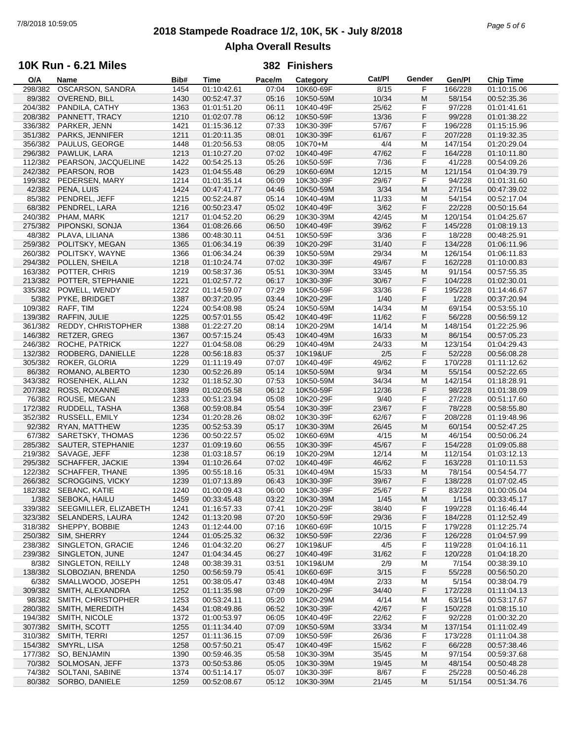# 2018 Stampede Roadrace 1/2, 10K, 5K - July 8/2018

## Alpha Overall Results

### 10K Run - 6.21 Miles — 382 Finishers

| O/A | Name | Bib# | Time | Pace/m | Category | Cat/Pl | Gender | Gen/Pl | Chip Time |
|---|---|---|---|---|---|---|---|---|---|
| 298/382 | OSCARSON, SANDRA | 1454 | 01:10:42.61 | 07:04 | 10K60-69F | 8/15 | F | 166/228 | 01:10:15.06 |
| 89/382 | OVEREND, BILL | 1430 | 00:52:47.37 | 05:16 | 10K50-59M | 10/34 | M | 58/154 | 00:52:35.36 |
| 204/382 | PANDILA, CATHY | 1363 | 01:01:51.20 | 06:11 | 10K40-49F | 25/62 | F | 97/228 | 01:01:41.61 |
| 208/382 | PANNETT, TRACY | 1210 | 01:02:07.78 | 06:12 | 10K50-59F | 13/36 | F | 99/228 | 01:01:38.22 |
| 336/382 | PARKER, JENN | 1421 | 01:15:36.12 | 07:33 | 10K30-39F | 57/67 | F | 196/228 | 01:15:15.96 |
| 351/382 | PARKS, JENNIFER | 1211 | 01:20:11.35 | 08:01 | 10K30-39F | 61/67 | F | 207/228 | 01:19:32.35 |
| 356/382 | PAULUS, GEORGE | 1448 | 01:20:56.53 | 08:05 | 10K70+M | 4/4 | M | 147/154 | 01:20:29.04 |
| 296/382 | PAWLUK, LARA | 1213 | 01:10:27.20 | 07:02 | 10K40-49F | 47/62 | F | 164/228 | 01:10:11.80 |
| 112/382 | PEARSON, JACQUELINE | 1422 | 00:54:25.13 | 05:26 | 10K50-59F | 7/36 | F | 41/228 | 00:54:09.26 |
| 242/382 | PEARSON, ROB | 1423 | 01:04:55.48 | 06:29 | 10K60-69M | 12/15 | M | 121/154 | 01:04:39.79 |
| 199/382 | PEDERSEN, MARY | 1214 | 01:01:35.14 | 06:09 | 10K30-39F | 29/67 | F | 94/228 | 01:01:31.60 |
| 42/382 | PENA, LUIS | 1424 | 00:47:41.77 | 04:46 | 10K50-59M | 3/34 | M | 27/154 | 00:47:39.02 |
| 85/382 | PENDREL, JEFF | 1215 | 00:52:24.87 | 05:14 | 10K40-49M | 11/33 | M | 54/154 | 00:52:17.04 |
| 68/382 | PENDREL, LARA | 1216 | 00:50:23.47 | 05:02 | 10K40-49F | 3/62 | F | 22/228 | 00:50:15.64 |
| 240/382 | PHAM, MARK | 1217 | 01:04:52.20 | 06:29 | 10K30-39M | 42/45 | M | 120/154 | 01:04:25.67 |
| 275/382 | PIPONSKI, SONJA | 1364 | 01:08:26.66 | 06:50 | 10K40-49F | 39/62 | F | 145/228 | 01:08:19.13 |
| 48/382 | PLAVA, LILIANA | 1386 | 00:48:30.11 | 04:51 | 10K50-59F | 3/36 | F | 18/228 | 00:48:25.91 |
| 259/382 | POLITSKY, MEGAN | 1365 | 01:06:34.19 | 06:39 | 10K20-29F | 31/40 | F | 134/228 | 01:06:11.96 |
| 260/382 | POLITSKY, WAYNE | 1366 | 01:06:34.24 | 06:39 | 10K50-59M | 29/34 | M | 126/154 | 01:06:11.83 |
| 294/382 | POLLEN, SHEILA | 1218 | 01:10:24.74 | 07:02 | 10K30-39F | 49/67 | F | 162/228 | 01:10:00.83 |
| 163/382 | POTTER, CHRIS | 1219 | 00:58:37.36 | 05:51 | 10K30-39M | 33/45 | M | 91/154 | 00:57:55.35 |
| 213/382 | POTTER, STEPHANIE | 1221 | 01:02:57.72 | 06:17 | 10K30-39F | 30/67 | F | 104/228 | 01:02:30.01 |
| 335/382 | POWELL, WENDY | 1222 | 01:14:59.07 | 07:29 | 10K50-59F | 33/36 | F | 195/228 | 01:14:46.67 |
| 5/382 | PYKE, BRIDGET | 1387 | 00:37:20.95 | 03:44 | 10K20-29F | 1/40 | F | 1/228 | 00:37:20.94 |
| 109/382 | RAFF, TIM | 1224 | 00:54:08.98 | 05:24 | 10K50-59M | 14/34 | M | 69/154 | 00:53:55.10 |
| 139/382 | RAFFIN, JULIE | 1225 | 00:57:01.55 | 05:42 | 10K40-49F | 11/62 | F | 56/228 | 00:56:59.12 |
| 361/382 | REDDY, CHRISTOPHER | 1388 | 01:22:27.20 | 08:14 | 10K20-29M | 14/14 | M | 148/154 | 01:22:25.96 |
| 146/382 | RETZER, GREG | 1367 | 00:57:15.24 | 05:43 | 10K40-49M | 16/33 | M | 86/154 | 00:57:05.23 |
| 246/382 | ROCHE, PATRICK | 1227 | 01:04:58.08 | 06:29 | 10K40-49M | 24/33 | M | 123/154 | 01:04:29.43 |
| 132/382 | RODBERG, DANIELLE | 1228 | 00:56:18.83 | 05:37 | 10K19&UF | 2/5 | F | 52/228 | 00:56:08.28 |
| 305/382 | ROKER, GLORIA | 1229 | 01:11:19.49 | 07:07 | 10K40-49F | 49/62 | F | 170/228 | 01:11:12.62 |
| 86/382 | ROMANO, ALBERTO | 1230 | 00:52:26.89 | 05:14 | 10K50-59M | 9/34 | M | 55/154 | 00:52:22.65 |
| 343/382 | ROSENHEK, ALLAN | 1232 | 01:18:52.30 | 07:53 | 10K50-59M | 34/34 | M | 142/154 | 01:18:28.91 |
| 207/382 | ROSS, ROXANNE | 1389 | 01:02:05.58 | 06:12 | 10K50-59F | 12/36 | F | 98/228 | 01:01:38.09 |
| 76/382 | ROUSE, MEGAN | 1233 | 00:51:23.94 | 05:08 | 10K20-29F | 9/40 | F | 27/228 | 00:51:17.60 |
| 172/382 | RUDDELL, TASHA | 1368 | 00:59:08.84 | 05:54 | 10K30-39F | 23/67 | F | 78/228 | 00:58:55.80 |
| 352/382 | RUSSELL, EMILY | 1234 | 01:20:28.26 | 08:02 | 10K30-39F | 62/67 | F | 208/228 | 01:19:48.96 |
| 92/382 | RYAN, MATTHEW | 1235 | 00:52:53.39 | 05:17 | 10K30-39M | 26/45 | M | 60/154 | 00:52:47.25 |
| 67/382 | SARETSKY, THOMAS | 1236 | 00:50:22.57 | 05:02 | 10K60-69M | 4/15 | M | 46/154 | 00:50:06.24 |
| 285/382 | SAUTER, STEPHANIE | 1237 | 01:09:19.60 | 06:55 | 10K30-39F | 45/67 | F | 154/228 | 01:09:05.88 |
| 219/382 | SAVAGE, JEFF | 1238 | 01:03:18.57 | 06:19 | 10K20-29M | 12/14 | M | 112/154 | 01:03:12.13 |
| 295/382 | SCHAFFER, JACKIE | 1394 | 01:10:26.64 | 07:02 | 10K40-49F | 46/62 | F | 163/228 | 01:10:11.53 |
| 122/382 | SCHAFFER, THANE | 1395 | 00:55:18.16 | 05:31 | 10K40-49M | 15/33 | M | 78/154 | 00:54:54.77 |
| 266/382 | SCROGGINS, VICKY | 1239 | 01:07:13.89 | 06:43 | 10K30-39F | 39/67 | F | 138/228 | 01:07:02.45 |
| 182/382 | SEBANC, KATIE | 1240 | 01:00:09.43 | 06:00 | 10K30-39F | 25/67 | F | 83/228 | 01:00:05.04 |
| 1/382 | SEBOKA, HAILU | 1459 | 00:33:45.48 | 03:22 | 10K30-39M | 1/45 | M | 1/154 | 00:33:45.17 |
| 339/382 | SEEGMILLER, ELIZABETH | 1241 | 01:16:57.33 | 07:41 | 10K20-29F | 38/40 | F | 199/228 | 01:16:46.44 |
| 323/382 | SELANDERS, LAURA | 1242 | 01:13:20.98 | 07:20 | 10K50-59F | 29/36 | F | 184/228 | 01:12:52.49 |
| 318/382 | SHEPPY, BOBBIE | 1243 | 01:12:44.00 | 07:16 | 10K60-69F | 10/15 | F | 179/228 | 01:12:25.74 |
| 250/382 | SIM, SHERRY | 1244 | 01:05:25.32 | 06:32 | 10K50-59F | 22/36 | F | 126/228 | 01:04:57.99 |
| 238/382 | SINGLETON, GRACIE | 1246 | 01:04:32.20 | 06:27 | 10K19&UF | 4/5 | F | 119/228 | 01:04:16.11 |
| 239/382 | SINGLETON, JUNE | 1247 | 01:04:34.45 | 06:27 | 10K40-49F | 31/62 | F | 120/228 | 01:04:18.20 |
| 8/382 | SINGLETON, REILLY | 1248 | 00:38:39.31 | 03:51 | 10K19&UM | 2/9 | M | 7/154 | 00:38:39.10 |
| 138/382 | SLOBOZIAN, BRENDA | 1250 | 00:56:59.79 | 05:41 | 10K60-69F | 3/15 | F | 55/228 | 00:56:50.20 |
| 6/382 | SMALLWOOD, JOSEPH | 1251 | 00:38:05.47 | 03:48 | 10K40-49M | 2/33 | M | 5/154 | 00:38:04.79 |
| 309/382 | SMITH, ALEXANDRA | 1252 | 01:11:35.98 | 07:09 | 10K20-29F | 34/40 | F | 172/228 | 01:11:04.13 |
| 98/382 | SMITH, CHRISTOPHER | 1253 | 00:53:24.11 | 05:20 | 10K20-29M | 4/14 | M | 63/154 | 00:53:17.67 |
| 280/382 | SMITH, MEREDITH | 1434 | 01:08:49.86 | 06:52 | 10K30-39F | 42/67 | F | 150/228 | 01:08:15.10 |
| 194/382 | SMITH, NICOLE | 1372 | 01:00:53.97 | 06:05 | 10K40-49F | 22/62 | F | 92/228 | 01:00:32.20 |
| 307/382 | SMITH, SCOTT | 1255 | 01:11:34.40 | 07:09 | 10K50-59M | 33/34 | M | 137/154 | 01:11:02.49 |
| 310/382 | SMITH, TERRI | 1257 | 01:11:36.15 | 07:09 | 10K50-59F | 26/36 | F | 173/228 | 01:11:04.38 |
| 154/382 | SMYRL, LISA | 1258 | 00:57:50.21 | 05:47 | 10K40-49F | 15/62 | F | 66/228 | 00:57:38.46 |
| 177/382 | SO, BENJAMIN | 1390 | 00:59:46.35 | 05:58 | 10K30-39M | 35/45 | M | 97/154 | 00:59:37.68 |
| 70/382 | SOLMOSAN, JEFF | 1373 | 00:50:53.86 | 05:05 | 10K30-39M | 19/45 | M | 48/154 | 00:50:48.28 |
| 74/382 | SOLTANI, SABINE | 1374 | 00:51:14.17 | 05:07 | 10K30-39F | 8/67 | F | 25/228 | 00:50:46.28 |
| 80/382 | SORBO, DANIELE | 1259 | 00:52:08.67 | 05:12 | 10K30-39M | 21/45 | M | 51/154 | 00:51:34.76 |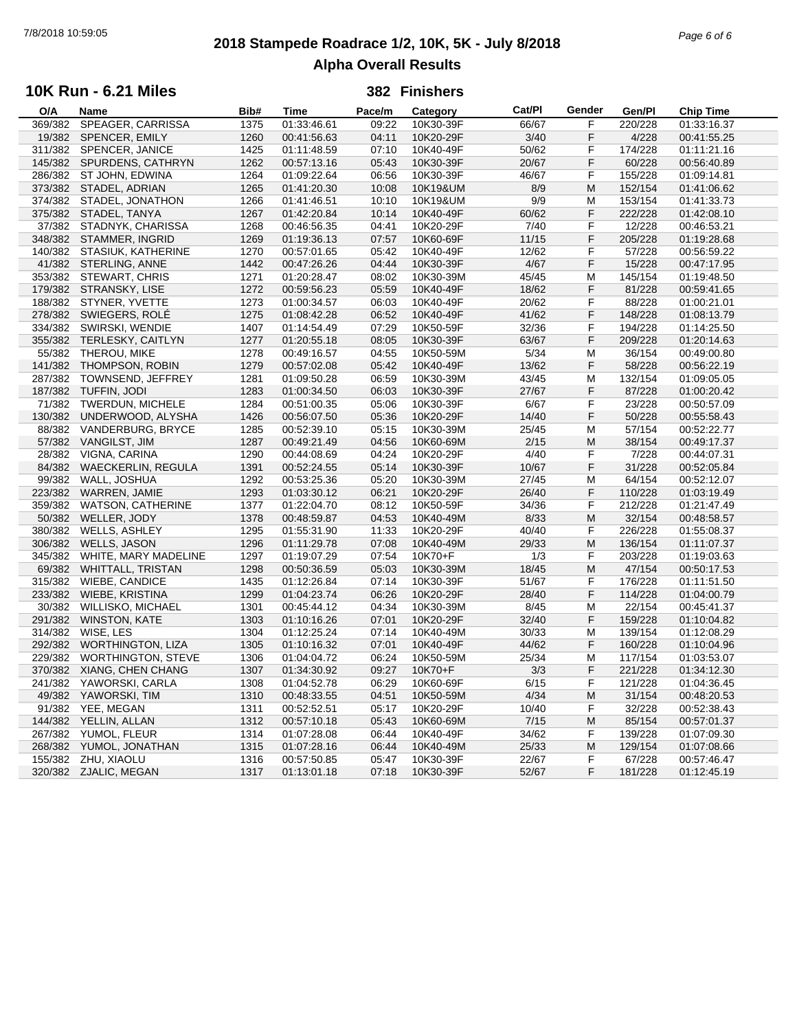# 2018 Stampede Roadrace 1/2, 10K, 5K - July 8/2018

## Alpha Overall Results

### 10K Run - 6.21 Miles

**382 Finishers**

| O/A | Name | Bib# | Time | Pace/m | Category | Cat/Pl | Gender | Gen/Pl | Chip Time |
|---|---|---|---|---|---|---|---|---|---|
| 369/382 | SPEAGER, CARRISSA | 1375 | 01:33:46.61 | 09:22 | 10K30-39F | 66/67 | F | 220/228 | 01:33:16.37 |
| 19/382 | SPENCER, EMILY | 1260 | 00:41:56.63 | 04:11 | 10K20-29F | 3/40 | F | 4/228 | 00:41:55.25 |
| 311/382 | SPENCER, JANICE | 1425 | 01:11:48.59 | 07:10 | 10K40-49F | 50/62 | F | 174/228 | 01:11:21.16 |
| 145/382 | SPURDENS, CATHRYN | 1262 | 00:57:13.16 | 05:43 | 10K30-39F | 20/67 | F | 60/228 | 00:56:40.89 |
| 286/382 | ST JOHN, EDWINA | 1264 | 01:09:22.64 | 06:56 | 10K30-39F | 46/67 | F | 155/228 | 01:09:14.81 |
| 373/382 | STADEL, ADRIAN | 1265 | 01:41:20.30 | 10:08 | 10K19&UM | 8/9 | M | 152/154 | 01:41:06.62 |
| 374/382 | STADEL, JONATHON | 1266 | 01:41:46.51 | 10:10 | 10K19&UM | 9/9 | M | 153/154 | 01:41:33.73 |
| 375/382 | STADEL, TANYA | 1267 | 01:42:20.84 | 10:14 | 10K40-49F | 60/62 | F | 222/228 | 01:42:08.10 |
| 37/382 | STADNYK, CHARISSA | 1268 | 00:46:56.35 | 04:41 | 10K20-29F | 7/40 | F | 12/228 | 00:46:53.21 |
| 348/382 | STAMMER, INGRID | 1269 | 01:19:36.13 | 07:57 | 10K60-69F | 11/15 | F | 205/228 | 01:19:28.68 |
| 140/382 | STASIUK, KATHERINE | 1270 | 00:57:01.65 | 05:42 | 10K40-49F | 12/62 | F | 57/228 | 00:56:59.22 |
| 41/382 | STERLING, ANNE | 1442 | 00:47:26.26 | 04:44 | 10K30-39F | 4/67 | F | 15/228 | 00:47:17.95 |
| 353/382 | STEWART, CHRIS | 1271 | 01:20:28.47 | 08:02 | 10K30-39M | 45/45 | M | 145/154 | 01:19:48.50 |
| 179/382 | STRANSKY, LISE | 1272 | 00:59:56.23 | 05:59 | 10K40-49F | 18/62 | F | 81/228 | 00:59:41.65 |
| 188/382 | STYNER, YVETTE | 1273 | 01:00:34.57 | 06:03 | 10K40-49F | 20/62 | F | 88/228 | 01:00:21.01 |
| 278/382 | SWIEGERS, ROLÉ | 1275 | 01:08:42.28 | 06:52 | 10K40-49F | 41/62 | F | 148/228 | 01:08:13.79 |
| 334/382 | SWIRSKI, WENDIE | 1407 | 01:14:54.49 | 07:29 | 10K50-59F | 32/36 | F | 194/228 | 01:14:25.50 |
| 355/382 | TERLESKY, CAITLYN | 1277 | 01:20:55.18 | 08:05 | 10K30-39F | 63/67 | F | 209/228 | 01:20:14.63 |
| 55/382 | THEROU, MIKE | 1278 | 00:49:16.57 | 04:55 | 10K50-59M | 5/34 | M | 36/154 | 00:49:00.80 |
| 141/382 | THOMPSON, ROBIN | 1279 | 00:57:02.08 | 05:42 | 10K40-49F | 13/62 | F | 58/228 | 00:56:22.19 |
| 287/382 | TOWNSEND, JEFFREY | 1281 | 01:09:50.28 | 06:59 | 10K30-39M | 43/45 | M | 132/154 | 01:09:05.05 |
| 187/382 | TUFFIN, JODI | 1283 | 01:00:34.50 | 06:03 | 10K30-39F | 27/67 | F | 87/228 | 01:00:20.42 |
| 71/382 | TWERDUN, MICHELE | 1284 | 00:51:00.35 | 05:06 | 10K30-39F | 6/67 | F | 23/228 | 00:50:57.09 |
| 130/382 | UNDERWOOD, ALYSHA | 1426 | 00:56:07.50 | 05:36 | 10K20-29F | 14/40 | F | 50/228 | 00:55:58.43 |
| 88/382 | VANDERBURG, BRYCE | 1285 | 00:52:39.10 | 05:15 | 10K30-39M | 25/45 | M | 57/154 | 00:52:22.77 |
| 57/382 | VANGILST, JIM | 1287 | 00:49:21.49 | 04:56 | 10K60-69M | 2/15 | M | 38/154 | 00:49:17.37 |
| 28/382 | VIGNA, CARINA | 1290 | 00:44:08.69 | 04:24 | 10K20-29F | 4/40 | F | 7/228 | 00:44:07.31 |
| 84/382 | WAECKERLIN, REGULA | 1391 | 00:52:24.55 | 05:14 | 10K30-39F | 10/67 | F | 31/228 | 00:52:05.84 |
| 99/382 | WALL, JOSHUA | 1292 | 00:53:25.36 | 05:20 | 10K30-39M | 27/45 | M | 64/154 | 00:52:12.07 |
| 223/382 | WARREN, JAMIE | 1293 | 01:03:30.12 | 06:21 | 10K20-29F | 26/40 | F | 110/228 | 01:03:19.49 |
| 359/382 | WATSON, CATHERINE | 1377 | 01:22:04.70 | 08:12 | 10K50-59F | 34/36 | F | 212/228 | 01:21:47.49 |
| 50/382 | WELLER, JODY | 1378 | 00:48:59.87 | 04:53 | 10K40-49M | 8/33 | M | 32/154 | 00:48:58.57 |
| 380/382 | WELLS, ASHLEY | 1295 | 01:55:31.90 | 11:33 | 10K20-29F | 40/40 | F | 226/228 | 01:55:08.37 |
| 306/382 | WELLS, JASON | 1296 | 01:11:29.78 | 07:08 | 10K40-49M | 29/33 | M | 136/154 | 01:11:07.37 |
| 345/382 | WHITE, MARY MADELINE | 1297 | 01:19:07.29 | 07:54 | 10K70+F | 1/3 | F | 203/228 | 01:19:03.63 |
| 69/382 | WHITTALL, TRISTAN | 1298 | 00:50:36.59 | 05:03 | 10K30-39M | 18/45 | M | 47/154 | 00:50:17.53 |
| 315/382 | WIEBE, CANDICE | 1435 | 01:12:26.84 | 07:14 | 10K30-39F | 51/67 | F | 176/228 | 01:11:51.50 |
| 233/382 | WIEBE, KRISTINA | 1299 | 01:04:23.74 | 06:26 | 10K20-29F | 28/40 | F | 114/228 | 01:04:00.79 |
| 30/382 | WILLISKO, MICHAEL | 1301 | 00:45:44.12 | 04:34 | 10K30-39M | 8/45 | M | 22/154 | 00:45:41.37 |
| 291/382 | WINSTON, KATE | 1303 | 01:10:16.26 | 07:01 | 10K20-29F | 32/40 | F | 159/228 | 01:10:04.82 |
| 314/382 | WISE, LES | 1304 | 01:12:25.24 | 07:14 | 10K40-49M | 30/33 | M | 139/154 | 01:12:08.29 |
| 292/382 | WORTHINGTON, LIZA | 1305 | 01:10:16.32 | 07:01 | 10K40-49F | 44/62 | F | 160/228 | 01:10:04.96 |
| 229/382 | WORTHINGTON, STEVE | 1306 | 01:04:04.72 | 06:24 | 10K50-59M | 25/34 | M | 117/154 | 01:03:53.07 |
| 370/382 | XIANG, CHEN CHANG | 1307 | 01:34:30.92 | 09:27 | 10K70+F | 3/3 | F | 221/228 | 01:34:12.30 |
| 241/382 | YAWORSKI, CARLA | 1308 | 01:04:52.78 | 06:29 | 10K60-69F | 6/15 | F | 121/228 | 01:04:36.45 |
| 49/382 | YAWORSKI, TIM | 1310 | 00:48:33.55 | 04:51 | 10K50-59M | 4/34 | M | 31/154 | 00:48:20.53 |
| 91/382 | YEE, MEGAN | 1311 | 00:52:52.51 | 05:17 | 10K20-29F | 10/40 | F | 32/228 | 00:52:38.43 |
| 144/382 | YELLIN, ALLAN | 1312 | 00:57:10.18 | 05:43 | 10K60-69M | 7/15 | M | 85/154 | 00:57:01.37 |
| 267/382 | YUMOL, FLEUR | 1314 | 01:07:28.08 | 06:44 | 10K40-49F | 34/62 | F | 139/228 | 01:07:09.30 |
| 268/382 | YUMOL, JONATHAN | 1315 | 01:07:28.16 | 06:44 | 10K40-49M | 25/33 | M | 129/154 | 01:07:08.66 |
| 155/382 | ZHU, XIAOLU | 1316 | 00:57:50.85 | 05:47 | 10K30-39F | 22/67 | F | 67/228 | 00:57:46.47 |
| 320/382 | ZJALIC, MEGAN | 1317 | 01:13:01.18 | 07:18 | 10K30-39F | 52/67 | F | 181/228 | 01:12:45.19 |